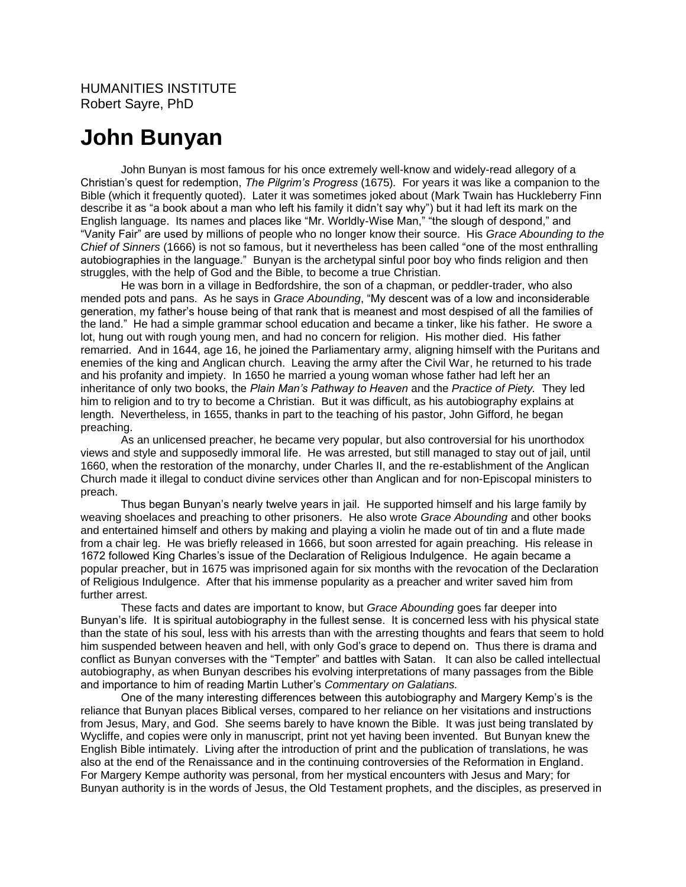HUMANITIES INSTITUTE
Robert Sayre, PhD

# John Bunyan

John Bunyan is most famous for his once extremely well-know and widely-read allegory of a Christian's quest for redemption, *The Pilgrim's Progress* (1675). For years it was like a companion to the Bible (which it frequently quoted). Later it was sometimes joked about (Mark Twain has Huckleberry Finn describe it as "a book about a man who left his family it didn't say why") but it had left its mark on the English language. Its names and places like "Mr. Worldly-Wise Man," "the slough of despond," and "Vanity Fair" are used by millions of people who no longer know their source. His *Grace Abounding to the Chief of Sinners* (1666) is not so famous, but it nevertheless has been called "one of the most enthralling autobiographies in the language." Bunyan is the archetypal sinful poor boy who finds religion and then struggles, with the help of God and the Bible, to become a true Christian.

He was born in a village in Bedfordshire, the son of a chapman, or peddler-trader, who also mended pots and pans. As he says in *Grace Abounding*, "My descent was of a low and inconsiderable generation, my father's house being of that rank that is meanest and most despised of all the families of the land." He had a simple grammar school education and became a tinker, like his father. He swore a lot, hung out with rough young men, and had no concern for religion. His mother died. His father remarried. And in 1644, age 16, he joined the Parliamentary army, aligning himself with the Puritans and enemies of the king and Anglican church. Leaving the army after the Civil War, he returned to his trade and his profanity and impiety. In 1650 he married a young woman whose father had left her an inheritance of only two books, the *Plain Man's Pathway to Heaven* and the *Practice of Piety.* They led him to religion and to try to become a Christian. But it was difficult, as his autobiography explains at length. Nevertheless, in 1655, thanks in part to the teaching of his pastor, John Gifford, he began preaching.

As an unlicensed preacher, he became very popular, but also controversial for his unorthodox views and style and supposedly immoral life. He was arrested, but still managed to stay out of jail, until 1660, when the restoration of the monarchy, under Charles II, and the re-establishment of the Anglican Church made it illegal to conduct divine services other than Anglican and for non-Episcopal ministers to preach.

Thus began Bunyan's nearly twelve years in jail. He supported himself and his large family by weaving shoelaces and preaching to other prisoners. He also wrote *Grace Abounding* and other books and entertained himself and others by making and playing a violin he made out of tin and a flute made from a chair leg. He was briefly released in 1666, but soon arrested for again preaching. His release in 1672 followed King Charles's issue of the Declaration of Religious Indulgence. He again became a popular preacher, but in 1675 was imprisoned again for six months with the revocation of the Declaration of Religious Indulgence. After that his immense popularity as a preacher and writer saved him from further arrest.

These facts and dates are important to know, but *Grace Abounding* goes far deeper into Bunyan's life. It is spiritual autobiography in the fullest sense. It is concerned less with his physical state than the state of his soul, less with his arrests than with the arresting thoughts and fears that seem to hold him suspended between heaven and hell, with only God's grace to depend on. Thus there is drama and conflict as Bunyan converses with the "Tempter" and battles with Satan. It can also be called intellectual autobiography, as when Bunyan describes his evolving interpretations of many passages from the Bible and importance to him of reading Martin Luther's *Commentary on Galatians.*

One of the many interesting differences between this autobiography and Margery Kemp's is the reliance that Bunyan places Biblical verses, compared to her reliance on her visitations and instructions from Jesus, Mary, and God. She seems barely to have known the Bible. It was just being translated by Wycliffe, and copies were only in manuscript, print not yet having been invented. But Bunyan knew the English Bible intimately. Living after the introduction of print and the publication of translations, he was also at the end of the Renaissance and in the continuing controversies of the Reformation in England. For Margery Kempe authority was personal, from her mystical encounters with Jesus and Mary; for Bunyan authority is in the words of Jesus, the Old Testament prophets, and the disciples, as preserved in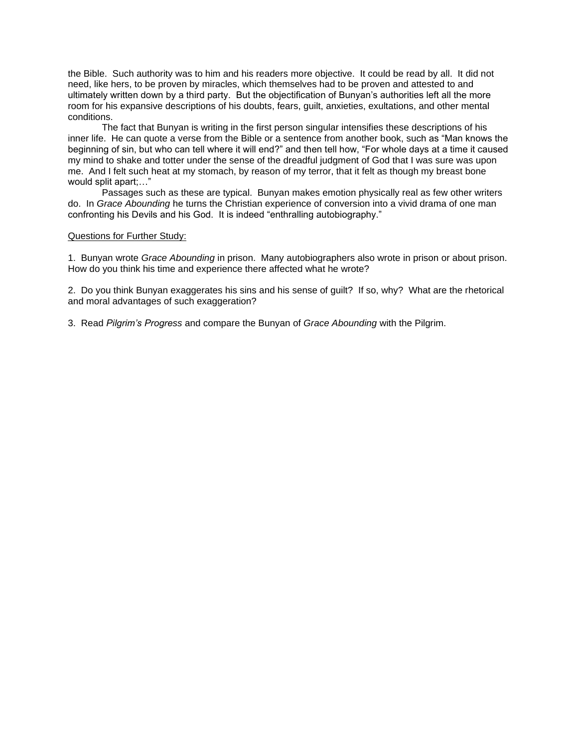the Bible. Such authority was to him and his readers more objective. It could be read by all. It did not need, like hers, to be proven by miracles, which themselves had to be proven and attested to and ultimately written down by a third party. But the objectification of Bunyan's authorities left all the more room for his expansive descriptions of his doubts, fears, guilt, anxieties, exultations, and other mental conditions.

The fact that Bunyan is writing in the first person singular intensifies these descriptions of his inner life. He can quote a verse from the Bible or a sentence from another book, such as "Man knows the beginning of sin, but who can tell where it will end?" and then tell how, "For whole days at a time it caused my mind to shake and totter under the sense of the dreadful judgment of God that I was sure was upon me. And I felt such heat at my stomach, by reason of my terror, that it felt as though my breast bone would split apart;…"

Passages such as these are typical. Bunyan makes emotion physically real as few other writers do. In *Grace Abounding* he turns the Christian experience of conversion into a vivid drama of one man confronting his Devils and his God. It is indeed "enthralling autobiography."

<u>Questions for Further Study:</u>

1. Bunyan wrote *Grace Abounding* in prison. Many autobiographers also wrote in prison or about prison. How do you think his time and experience there affected what he wrote?

2. Do you think Bunyan exaggerates his sins and his sense of guilt? If so, why? What are the rhetorical and moral advantages of such exaggeration?

3. Read *Pilgrim's Progress* and compare the Bunyan of *Grace Abounding* with the Pilgrim.